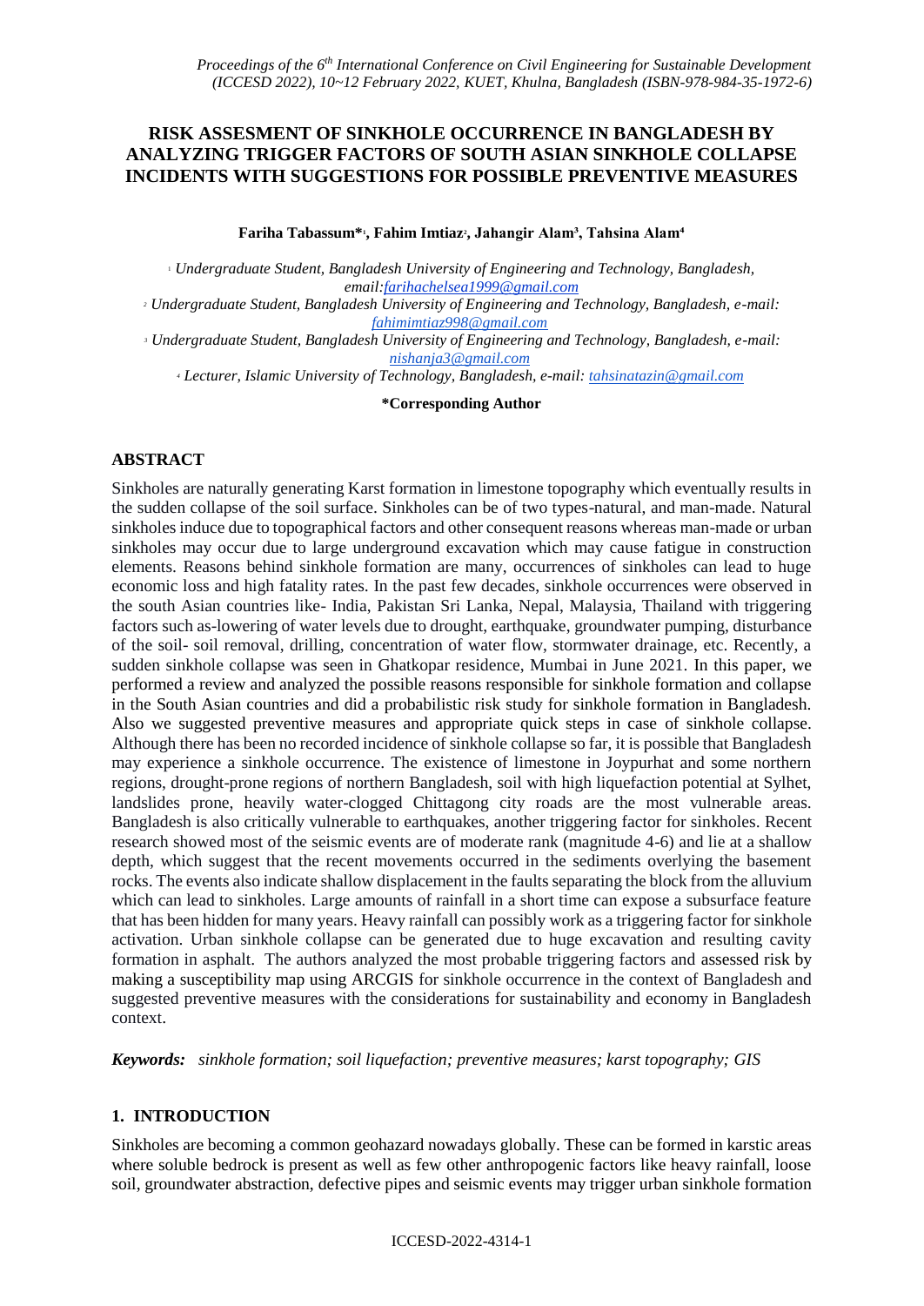# RISK ASSESMENT OF SINKHOLE OCCURRENCE IN BANGLADESH BY ANALYZING TRIGGER FACTORS OF SOUTH ASIAN SINKHOLE COLLAPSE INCIDENTS WITH SUGGESTIONS FOR POSSIBLE PREVENTIVE MEASURES

**Fariha Tabassum*[1], Fahim Imtiaz[2], Jahangir Alam[3], Tahsina Alam[4]**

[1] *Undergraduate Student, Bangladesh University of Engineering and Technology, Bangladesh, email:farihachelsea1999@gmail.com*

[2] *Undergraduate Student, Bangladesh University of Engineering and Technology, Bangladesh, e-mail: fahimimtiaz998@gmail.com*

[3] *Undergraduate Student, Bangladesh University of Engineering and Technology, Bangladesh, e-mail: nishanja3@gmail.com*

[4] *Lecturer, Islamic University of Technology, Bangladesh, e-mail: tahsinatazin@gmail.com*

**\*Corresponding Author**

## ABSTRACT

Sinkholes are naturally generating Karst formation in limestone topography which eventually results in the sudden collapse of the soil surface. Sinkholes can be of two types-natural, and man-made. Natural sinkholes induce due to topographical factors and other consequent reasons whereas man-made or urban sinkholes may occur due to large underground excavation which may cause fatigue in construction elements. Reasons behind sinkhole formation are many, occurrences of sinkholes can lead to huge economic loss and high fatality rates. In the past few decades, sinkhole occurrences were observed in the south Asian countries like- India, Pakistan Sri Lanka, Nepal, Malaysia, Thailand with triggering factors such as-lowering of water levels due to drought, earthquake, groundwater pumping, disturbance of the soil- soil removal, drilling, concentration of water flow, stormwater drainage, etc. Recently, a sudden sinkhole collapse was seen in Ghatkopar residence, Mumbai in June 2021. In this paper, we performed a review and analyzed the possible reasons responsible for sinkhole formation and collapse in the South Asian countries and did a probabilistic risk study for sinkhole formation in Bangladesh. Also we suggested preventive measures and appropriate quick steps in case of sinkhole collapse. Although there has been no recorded incidence of sinkhole collapse so far, it is possible that Bangladesh may experience a sinkhole occurrence. The existence of limestone in Joypurhat and some northern regions, drought-prone regions of northern Bangladesh, soil with high liquefaction potential at Sylhet, landslides prone, heavily water-clogged Chittagong city roads are the most vulnerable areas. Bangladesh is also critically vulnerable to earthquakes, another triggering factor for sinkholes. Recent research showed most of the seismic events are of moderate rank (magnitude 4-6) and lie at a shallow depth, which suggest that the recent movements occurred in the sediments overlying the basement rocks. The events also indicate shallow displacement in the faults separating the block from the alluvium which can lead to sinkholes. Large amounts of rainfall in a short time can expose a subsurface feature that has been hidden for many years. Heavy rainfall can possibly work as a triggering factor for sinkhole activation. Urban sinkhole collapse can be generated due to huge excavation and resulting cavity formation in asphalt. The authors analyzed the most probable triggering factors and assessed risk by making a susceptibility map using ARCGIS for sinkhole occurrence in the context of Bangladesh and suggested preventive measures with the considerations for sustainability and economy in Bangladesh context.

***Keywords:*** *sinkhole formation; soil liquefaction; preventive measures; karst topography; GIS*

## 1. INTRODUCTION

Sinkholes are becoming a common geohazard nowadays globally. These can be formed in karstic areas where soluble bedrock is present as well as few other anthropogenic factors like heavy rainfall, loose soil, groundwater abstraction, defective pipes and seismic events may trigger urban sinkhole formation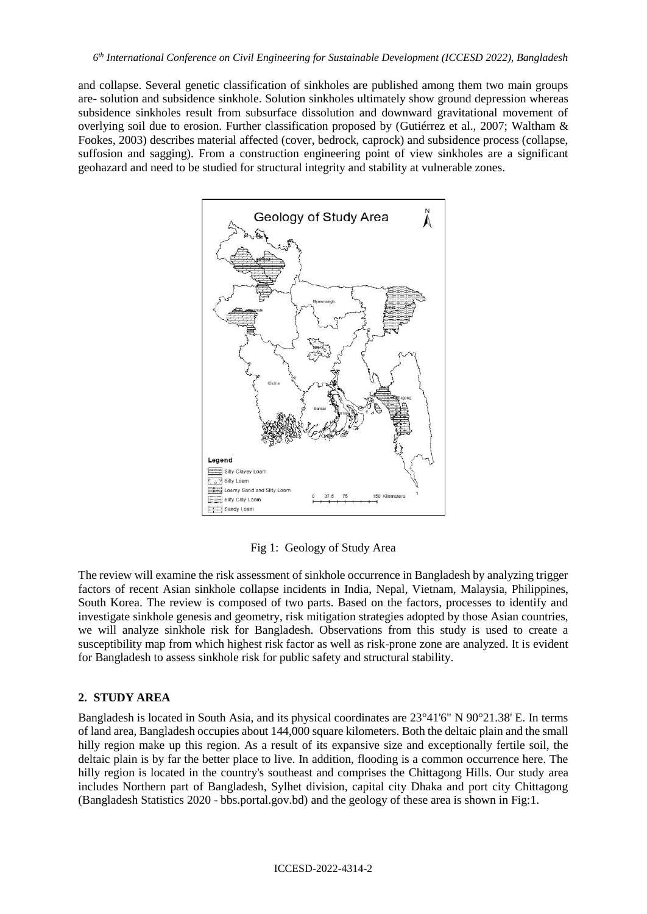and collapse. Several genetic classification of sinkholes are published among them two main groups are- solution and subsidence sinkhole. Solution sinkholes ultimately show ground depression whereas subsidence sinkholes result from subsurface dissolution and downward gravitational movement of overlying soil due to erosion. Further classification proposed by (Gutiérrez et al., 2007; Waltham & Fookes, 2003) describes material affected (cover, bedrock, caprock) and subsidence process (collapse, suffosion and sagging). From a construction engineering point of view sinkholes are a significant geohazard and need to be studied for structural integrity and stability at vulnerable zones.

Fig 1: Geology of Study Area

The review will examine the risk assessment of sinkhole occurrence in Bangladesh by analyzing trigger factors of recent Asian sinkhole collapse incidents in India, Nepal, Vietnam, Malaysia, Philippines, South Korea. The review is composed of two parts. Based on the factors, processes to identify and investigate sinkhole genesis and geometry, risk mitigation strategies adopted by those Asian countries, we will analyze sinkhole risk for Bangladesh. Observations from this study is used to create a susceptibility map from which highest risk factor as well as risk-prone zone are analyzed. It is evident for Bangladesh to assess sinkhole risk for public safety and structural stability.

## 2. STUDY AREA

Bangladesh is located in South Asia, and its physical coordinates are 23°41'6" N 90°21.38' E. In terms of land area, Bangladesh occupies about 144,000 square kilometers. Both the deltaic plain and the small hilly region make up this region. As a result of its expansive size and exceptionally fertile soil, the deltaic plain is by far the better place to live. In addition, flooding is a common occurrence here. The hilly region is located in the country's southeast and comprises the Chittagong Hills. Our study area includes Northern part of Bangladesh, Sylhet division, capital city Dhaka and port city Chittagong (Bangladesh Statistics 2020 - bbs.portal.gov.bd) and the geology of these area is shown in Fig:1.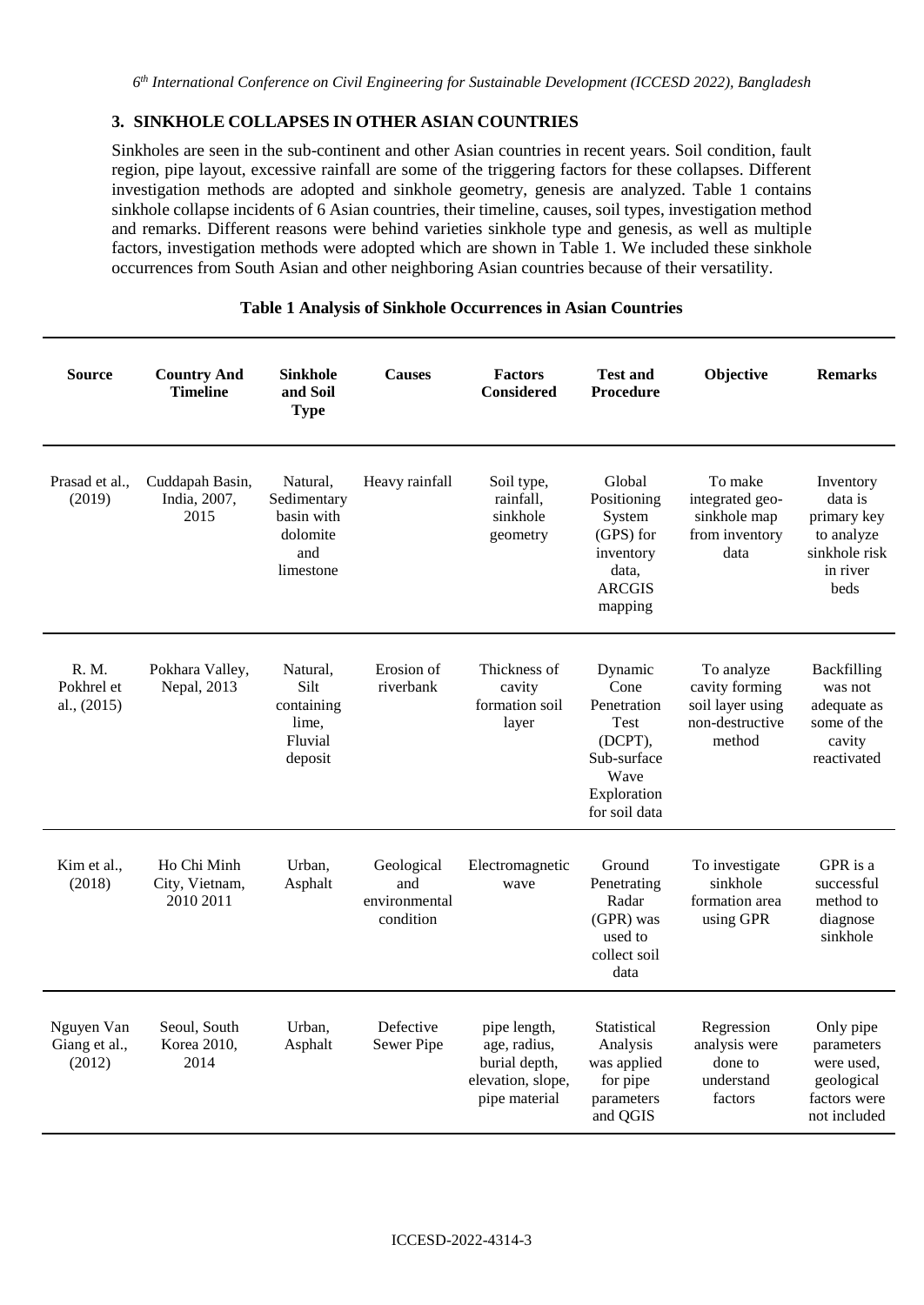## 3. SINKHOLE COLLAPSES IN OTHER ASIAN COUNTRIES

Sinkholes are seen in the sub-continent and other Asian countries in recent years. Soil condition, fault region, pipe layout, excessive rainfall are some of the triggering factors for these collapses. Different investigation methods are adopted and sinkhole geometry, genesis are analyzed. Table 1 contains sinkhole collapse incidents of 6 Asian countries, their timeline, causes, soil types, investigation method and remarks. Different reasons were behind varieties sinkhole type and genesis, as well as multiple factors, investigation methods were adopted which are shown in Table 1. We included these sinkhole occurrences from South Asian and other neighboring Asian countries because of their versatility.

**Table 1 Analysis of Sinkhole Occurrences in Asian Countries**

| Source | Country And Timeline | Sinkhole and Soil Type | Causes | Factors Considered | Test and Procedure | Objective | Remarks |
|---|---|---|---|---|---|---|---|
| Prasad et al., (2019) | Cuddapah Basin, India, 2007, 2015 | Natural, Sedimentary basin with dolomite and limestone | Heavy rainfall | Soil type, rainfall, sinkhole geometry | Global Positioning System (GPS) for inventory data, ARCGIS mapping | To make integrated geo-sinkhole map from inventory data | Inventory data is primary key to analyze sinkhole risk in river beds |
| R. M. Pokhrel et al., (2015) | Pokhara Valley, Nepal, 2013 | Natural, Silt containing lime, Fluvial deposit | Erosion of riverbank | Thickness of cavity formation soil layer | Dynamic Cone Penetration Test (DCPT), Sub-surface Wave Exploration for soil data | To analyze cavity forming soil layer using non-destructive method | Backfilling was not adequate as some of the cavity reactivated |
| Kim et al., (2018) | Ho Chi Minh City, Vietnam, 2010 2011 | Urban, Asphalt | Geological and environmental condition | Electromagnetic wave | Ground Penetrating Radar (GPR) was used to collect soil data | To investigate sinkhole formation area using GPR | GPR is a successful method to diagnose sinkhole |
| Nguyen Van Giang et al., (2012) | Seoul, South Korea 2010, 2014 | Urban, Asphalt | Defective Sewer Pipe | pipe length, age, radius, burial depth, elevation, slope, pipe material | Statistical Analysis was applied for pipe parameters and QGIS | Regression analysis were done to understand factors | Only pipe parameters were used, geological factors were not included |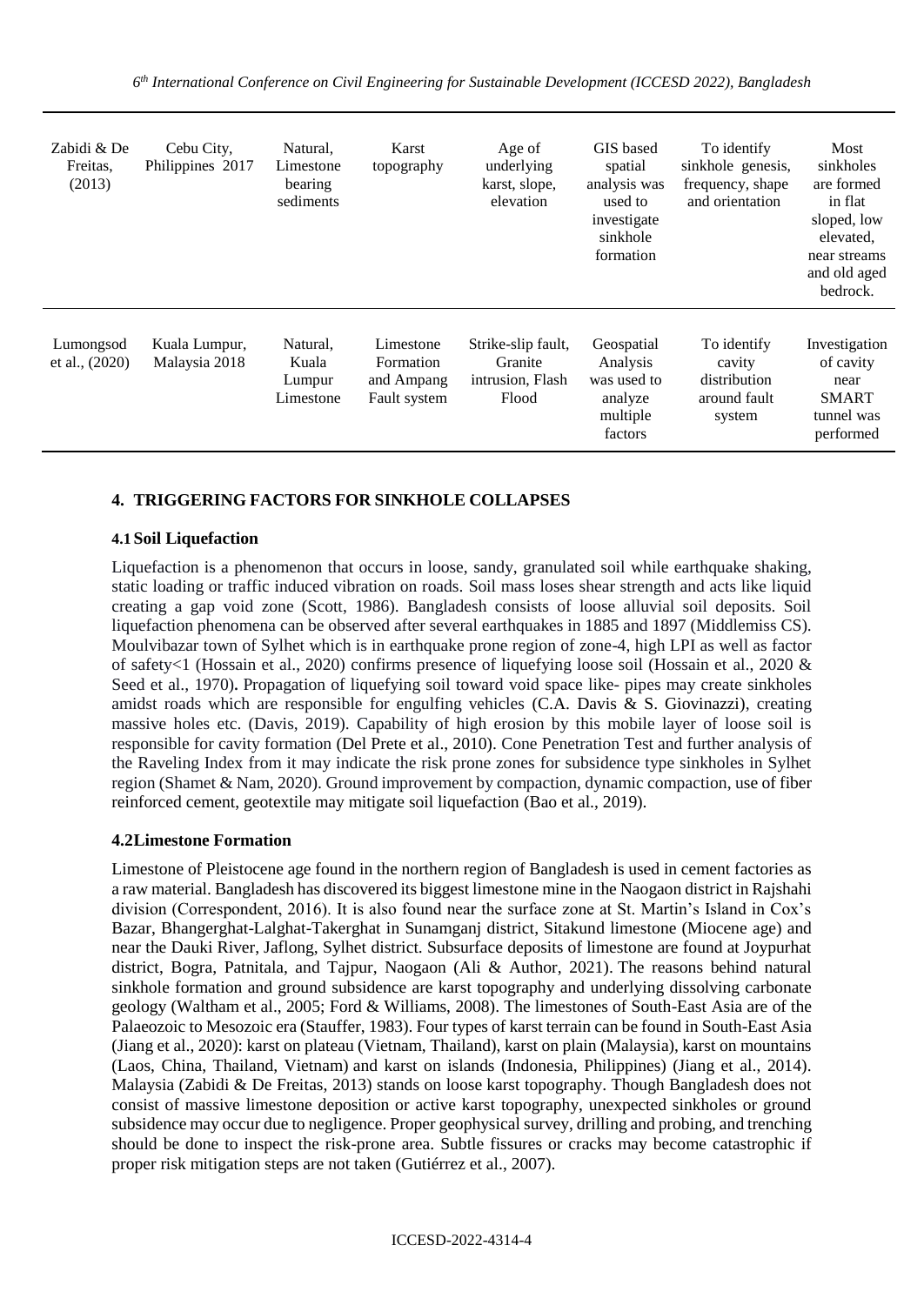| Zabidi & De Freitas, (2013) | Cebu City, Philippines 2017 | Natural, Limestone bearing sediments | Karst topography | Age of underlying karst, slope, elevation | GIS based spatial analysis was used to investigate sinkhole formation | To identify sinkhole genesis, frequency, shape and orientation | Most sinkholes are formed in flat sloped, low elevated, near streams and old aged bedrock. |
|---|---|---|---|---|---|---|---|
| Lumongsod et al., (2020) | Kuala Lumpur, Malaysia 2018 | Natural, Kuala Lumpur Limestone | Limestone Formation and Ampang Fault system | Strike-slip fault, Granite intrusion, Flash Flood | Geospatial Analysis was used to analyze multiple factors | To identify cavity distribution around fault system | Investigation of cavity near SMART tunnel was performed |

## 4. TRIGGERING FACTORS FOR SINKHOLE COLLAPSES

### 4.1 Soil Liquefaction

Liquefaction is a phenomenon that occurs in loose, sandy, granulated soil while earthquake shaking, static loading or traffic induced vibration on roads. Soil mass loses shear strength and acts like liquid creating a gap void zone (Scott, 1986). Bangladesh consists of loose alluvial soil deposits. Soil liquefaction phenomena can be observed after several earthquakes in 1885 and 1897 (Middlemiss CS). Moulvibazar town of Sylhet which is in earthquake prone region of zone-4, high LPI as well as factor of safety<1 (Hossain et al., 2020) confirms presence of liquefying loose soil (Hossain et al., 2020 & Seed et al., 1970)**.** Propagation of liquefying soil toward void space like- pipes may create sinkholes amidst roads which are responsible for engulfing vehicles (C.A. Davis & S. Giovinazzi), creating massive holes etc. (Davis, 2019). Capability of high erosion by this mobile layer of loose soil is responsible for cavity formation (Del Prete et al., 2010). Cone Penetration Test and further analysis of the Raveling Index from it may indicate the risk prone zones for subsidence type sinkholes in Sylhet region (Shamet & Nam, 2020). Ground improvement by compaction, dynamic compaction, use of fiber reinforced cement, geotextile may mitigate soil liquefaction (Bao et al., 2019).

### 4.2 Limestone Formation

Limestone of Pleistocene age found in the northern region of Bangladesh is used in cement factories as a raw material. Bangladesh has discovered its biggest limestone mine in the Naogaon district in Rajshahi division (Correspondent, 2016). It is also found near the surface zone at St. Martin's Island in Cox's Bazar, Bhangerghat-Lalghat-Takerghat in Sunamganj district, Sitakund limestone (Miocene age) and near the Dauki River, Jaflong, Sylhet district. Subsurface deposits of limestone are found at Joypurhat district, Bogra, Patnitala, and Tajpur, Naogaon (Ali & Author, 2021). The reasons behind natural sinkhole formation and ground subsidence are karst topography and underlying dissolving carbonate geology (Waltham et al., 2005; Ford & Williams, 2008). The limestones of South-East Asia are of the Palaeozoic to Mesozoic era (Stauffer, 1983). Four types of karst terrain can be found in South-East Asia (Jiang et al., 2020): karst on plateau (Vietnam, Thailand), karst on plain (Malaysia), karst on mountains (Laos, China, Thailand, Vietnam) and karst on islands (Indonesia, Philippines) (Jiang et al., 2014). Malaysia (Zabidi & De Freitas, 2013) stands on loose karst topography. Though Bangladesh does not consist of massive limestone deposition or active karst topography, unexpected sinkholes or ground subsidence may occur due to negligence. Proper geophysical survey, drilling and probing, and trenching should be done to inspect the risk-prone area. Subtle fissures or cracks may become catastrophic if proper risk mitigation steps are not taken (Gutiérrez et al., 2007).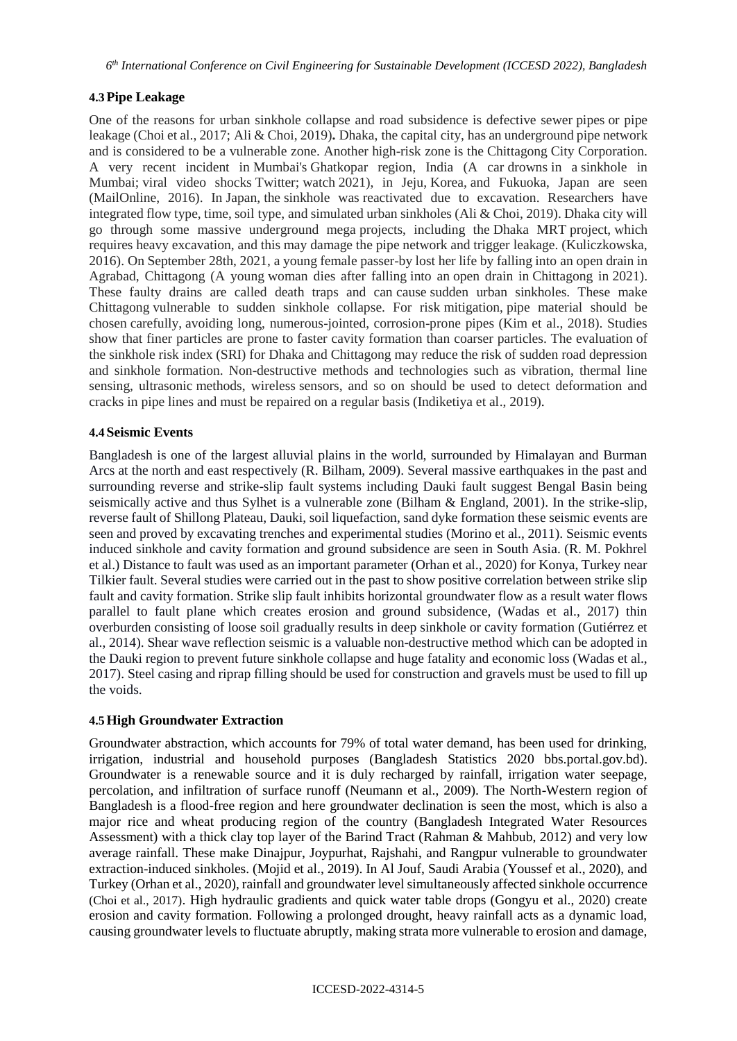### 4.3 Pipe Leakage

One of the reasons for urban sinkhole collapse and road subsidence is defective sewer pipes or pipe leakage (Choi et al., 2017; Ali & Choi, 2019)**.** Dhaka, the capital city, has an underground pipe network and is considered to be a vulnerable zone. Another high-risk zone is the Chittagong City Corporation. A very recent incident in Mumbai's Ghatkopar region, India (A car drowns in a sinkhole in Mumbai; viral video shocks Twitter; watch 2021), in Jeju, Korea, and Fukuoka, Japan are seen (MailOnline, 2016). In Japan, the sinkhole was reactivated due to excavation. Researchers have integrated flow type, time, soil type, and simulated urban sinkholes (Ali & Choi, 2019). Dhaka city will go through some massive underground mega projects, including the Dhaka MRT project, which requires heavy excavation, and this may damage the pipe network and trigger leakage. (Kuliczkowska, 2016). On September 28th, 2021, a young female passer-by lost her life by falling into an open drain in Agrabad, Chittagong (A young woman dies after falling into an open drain in Chittagong in 2021). These faulty drains are called death traps and can cause sudden urban sinkholes. These make Chittagong vulnerable to sudden sinkhole collapse. For risk mitigation, pipe material should be chosen carefully, avoiding long, numerous-jointed, corrosion-prone pipes (Kim et al., 2018). Studies show that finer particles are prone to faster cavity formation than coarser particles. The evaluation of the sinkhole risk index (SRI) for Dhaka and Chittagong may reduce the risk of sudden road depression and sinkhole formation. Non-destructive methods and technologies such as vibration, thermal line sensing, ultrasonic methods, wireless sensors, and so on should be used to detect deformation and cracks in pipe lines and must be repaired on a regular basis (Indiketiya et al., 2019).

### 4.4 Seismic Events

Bangladesh is one of the largest alluvial plains in the world, surrounded by Himalayan and Burman Arcs at the north and east respectively (R. Bilham, 2009). Several massive earthquakes in the past and surrounding reverse and strike-slip fault systems including Dauki fault suggest Bengal Basin being seismically active and thus Sylhet is a vulnerable zone (Bilham & England, 2001). In the strike-slip, reverse fault of Shillong Plateau, Dauki, soil liquefaction, sand dyke formation these seismic events are seen and proved by excavating trenches and experimental studies (Morino et al., 2011). Seismic events induced sinkhole and cavity formation and ground subsidence are seen in South Asia. (R. M. Pokhrel et al.) Distance to fault was used as an important parameter (Orhan et al., 2020) for Konya, Turkey near Tilkier fault. Several studies were carried out in the past to show positive correlation between strike slip fault and cavity formation. Strike slip fault inhibits horizontal groundwater flow as a result water flows parallel to fault plane which creates erosion and ground subsidence, (Wadas et al., 2017) thin overburden consisting of loose soil gradually results in deep sinkhole or cavity formation (Gutiérrez et al., 2014). Shear wave reflection seismic is a valuable non-destructive method which can be adopted in the Dauki region to prevent future sinkhole collapse and huge fatality and economic loss (Wadas et al., 2017). Steel casing and riprap filling should be used for construction and gravels must be used to fill up the voids.

### 4.5 High Groundwater Extraction

Groundwater abstraction, which accounts for 79% of total water demand, has been used for drinking, irrigation, industrial and household purposes (Bangladesh Statistics 2020 bbs.portal.gov.bd). Groundwater is a renewable source and it is duly recharged by rainfall, irrigation water seepage, percolation, and infiltration of surface runoff (Neumann et al., 2009). The North-Western region of Bangladesh is a flood-free region and here groundwater declination is seen the most, which is also a major rice and wheat producing region of the country (Bangladesh Integrated Water Resources Assessment) with a thick clay top layer of the Barind Tract (Rahman & Mahbub, 2012) and very low average rainfall. These make Dinajpur, Joypurhat, Rajshahi, and Rangpur vulnerable to groundwater extraction-induced sinkholes. (Mojid et al., 2019). In Al Jouf, Saudi Arabia (Youssef et al., 2020), and Turkey (Orhan et al., 2020), rainfall and groundwater level simultaneously affected sinkhole occurrence (Choi et al., 2017). High hydraulic gradients and quick water table drops (Gongyu et al., 2020) create erosion and cavity formation. Following a prolonged drought, heavy rainfall acts as a dynamic load, causing groundwater levels to fluctuate abruptly, making strata more vulnerable to erosion and damage,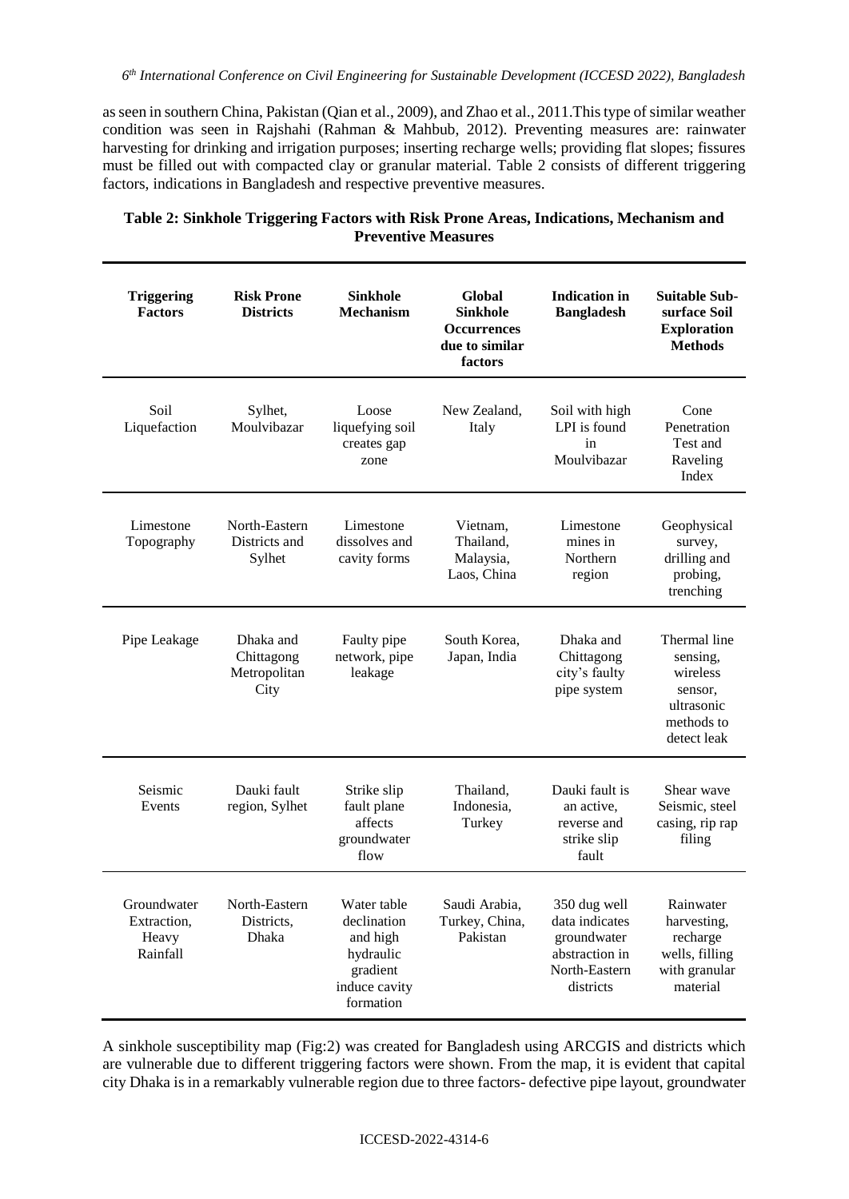as seen in southern China, Pakistan (Qian et al., 2009), and Zhao et al., 2011.This type of similar weather condition was seen in Rajshahi (Rahman & Mahbub, 2012). Preventing measures are: rainwater harvesting for drinking and irrigation purposes; inserting recharge wells; providing flat slopes; fissures must be filled out with compacted clay or granular material. Table 2 consists of different triggering factors, indications in Bangladesh and respective preventive measures.

**Table 2: Sinkhole Triggering Factors with Risk Prone Areas, Indications, Mechanism and Preventive Measures**

| Triggering Factors | Risk Prone Districts | Sinkhole Mechanism | Global Sinkhole Occurrences due to similar factors | Indication in Bangladesh | Suitable Sub-surface Soil Exploration Methods |
|---|---|---|---|---|---|
| Soil Liquefaction | Sylhet, Moulvibazar | Loose liquefying soil creates gap zone | New Zealand, Italy | Soil with high LPI is found in Moulvibazar | Cone Penetration Test and Raveling Index |
| Limestone Topography | North-Eastern Districts and Sylhet | Limestone dissolves and cavity forms | Vietnam, Thailand, Malaysia, Laos, China | Limestone mines in Northern region | Geophysical survey, drilling and probing, trenching |
| Pipe Leakage | Dhaka and Chittagong Metropolitan City | Faulty pipe network, pipe leakage | South Korea, Japan, India | Dhaka and Chittagong city's faulty pipe system | Thermal line sensing, wireless sensor, ultrasonic methods to detect leak |
| Seismic Events | Dauki fault region, Sylhet | Strike slip fault plane affects groundwater flow | Thailand, Indonesia, Turkey | Dauki fault is an active, reverse and strike slip fault | Shear wave Seismic, steel casing, rip rap filing |
| Groundwater Extraction, Heavy Rainfall | North-Eastern Districts, Dhaka | Water table declination and high hydraulic gradient induce cavity formation | Saudi Arabia, Turkey, China, Pakistan | 350 dug well data indicates groundwater abstraction in North-Eastern districts | Rainwater harvesting, recharge wells, filling with granular material |

A sinkhole susceptibility map (Fig:2) was created for Bangladesh using ARCGIS and districts which are vulnerable due to different triggering factors were shown. From the map, it is evident that capital city Dhaka is in a remarkably vulnerable region due to three factors- defective pipe layout, groundwater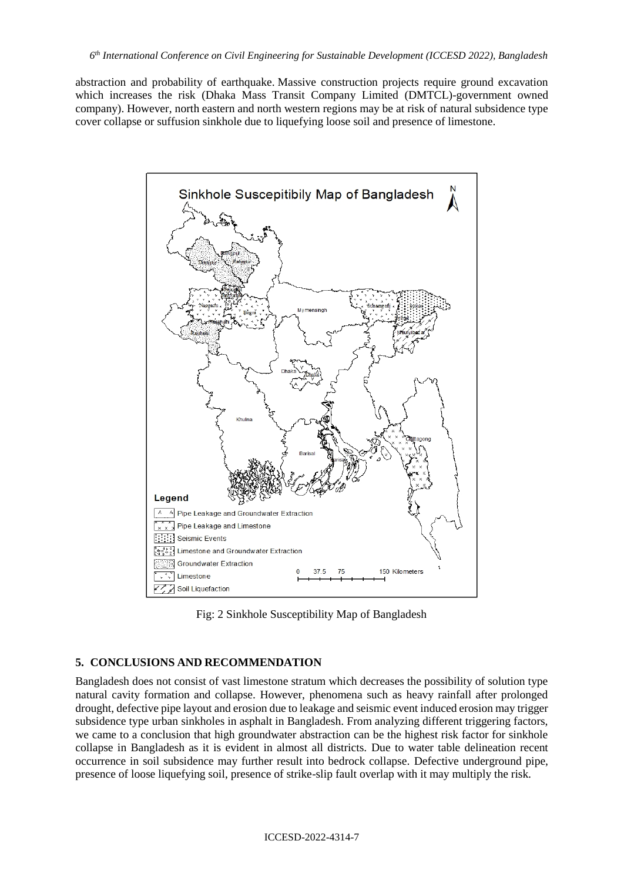abstraction and probability of earthquake. Massive construction projects require ground excavation which increases the risk (Dhaka Mass Transit Company Limited (DMTCL)-government owned company). However, north eastern and north western regions may be at risk of natural subsidence type cover collapse or suffusion sinkhole due to liquefying loose soil and presence of limestone.

Fig: 2 Sinkhole Susceptibility Map of Bangladesh

## 5. CONCLUSIONS AND RECOMMENDATION

Bangladesh does not consist of vast limestone stratum which decreases the possibility of solution type natural cavity formation and collapse. However, phenomena such as heavy rainfall after prolonged drought, defective pipe layout and erosion due to leakage and seismic event induced erosion may trigger subsidence type urban sinkholes in asphalt in Bangladesh. From analyzing different triggering factors, we came to a conclusion that high groundwater abstraction can be the highest risk factor for sinkhole collapse in Bangladesh as it is evident in almost all districts. Due to water table delineation recent occurrence in soil subsidence may further result into bedrock collapse. Defective underground pipe, presence of loose liquefying soil, presence of strike-slip fault overlap with it may multiply the risk.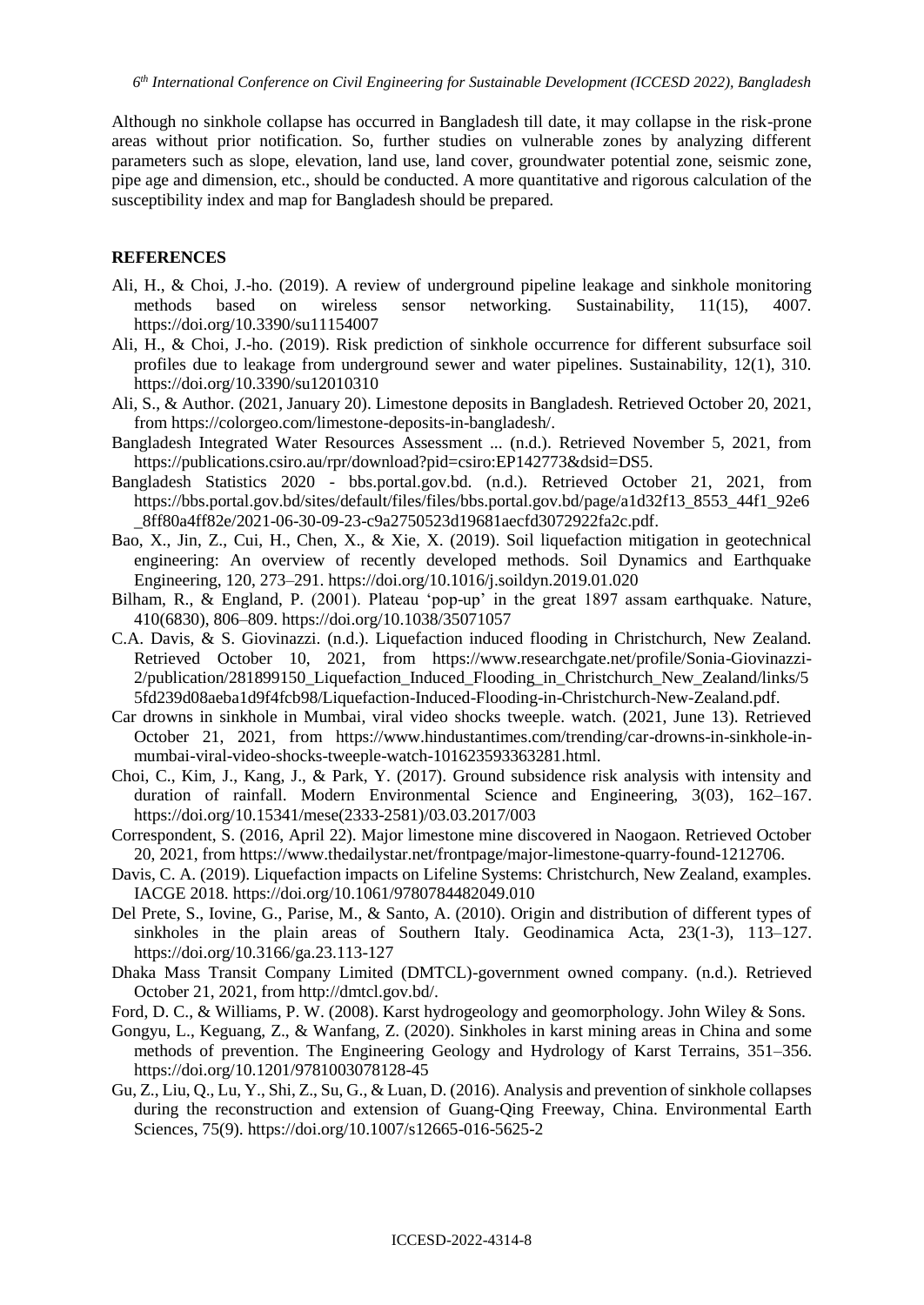Although no sinkhole collapse has occurred in Bangladesh till date, it may collapse in the risk-prone areas without prior notification. So, further studies on vulnerable zones by analyzing different parameters such as slope, elevation, land use, land cover, groundwater potential zone, seismic zone, pipe age and dimension, etc., should be conducted. A more quantitative and rigorous calculation of the susceptibility index and map for Bangladesh should be prepared.

## REFERENCES

Ali, H., & Choi, J.-ho. (2019). A review of underground pipeline leakage and sinkhole monitoring methods based on wireless sensor networking. Sustainability, 11(15), 4007. https://doi.org/10.3390/su11154007

Ali, H., & Choi, J.-ho. (2019). Risk prediction of sinkhole occurrence for different subsurface soil profiles due to leakage from underground sewer and water pipelines. Sustainability, 12(1), 310. https://doi.org/10.3390/su12010310

Ali, S., & Author. (2021, January 20). Limestone deposits in Bangladesh. Retrieved October 20, 2021, from https://colorgeo.com/limestone-deposits-in-bangladesh/.

Bangladesh Integrated Water Resources Assessment ... (n.d.). Retrieved November 5, 2021, from https://publications.csiro.au/rpr/download?pid=csiro:EP142773&dsid=DS5.

Bangladesh Statistics 2020 - bbs.portal.gov.bd. (n.d.). Retrieved October 21, 2021, from https://bbs.portal.gov.bd/sites/default/files/files/bbs.portal.gov.bd/page/a1d32f13_8553_44f1_92e6_8ff80a4ff82e/2021-06-30-09-23-c9a2750523d19681aecfd3072922fa2c.pdf.

Bao, X., Jin, Z., Cui, H., Chen, X., & Xie, X. (2019). Soil liquefaction mitigation in geotechnical engineering: An overview of recently developed methods. Soil Dynamics and Earthquake Engineering, 120, 273–291. https://doi.org/10.1016/j.soildyn.2019.01.020

Bilham, R., & England, P. (2001). Plateau 'pop-up' in the great 1897 assam earthquake. Nature, 410(6830), 806–809. https://doi.org/10.1038/35071057

C.A. Davis, & S. Giovinazzi. (n.d.). Liquefaction induced flooding in Christchurch, New Zealand. Retrieved October 10, 2021, from https://www.researchgate.net/profile/Sonia-Giovinazzi-2/publication/281899150_Liquefaction_Induced_Flooding_in_Christchurch_New_Zealand/links/55fd239d08aeba1d9f4fcb98/Liquefaction-Induced-Flooding-in-Christchurch-New-Zealand.pdf.

Car drowns in sinkhole in Mumbai, viral video shocks tweeple. watch. (2021, June 13). Retrieved October 21, 2021, from https://www.hindustantimes.com/trending/car-drowns-in-sinkhole-in-mumbai-viral-video-shocks-tweeple-watch-101623593363281.html.

Choi, C., Kim, J., Kang, J., & Park, Y. (2017). Ground subsidence risk analysis with intensity and duration of rainfall. Modern Environmental Science and Engineering, 3(03), 162–167. https://doi.org/10.15341/mese(2333-2581)/03.03.2017/003

Correspondent, S. (2016, April 22). Major limestone mine discovered in Naogaon. Retrieved October 20, 2021, from https://www.thedailystar.net/frontpage/major-limestone-quarry-found-1212706.

Davis, C. A. (2019). Liquefaction impacts on Lifeline Systems: Christchurch, New Zealand, examples. IACGE 2018. https://doi.org/10.1061/9780784482049.010

Del Prete, S., Iovine, G., Parise, M., & Santo, A. (2010). Origin and distribution of different types of sinkholes in the plain areas of Southern Italy. Geodinamica Acta, 23(1-3), 113–127. https://doi.org/10.3166/ga.23.113-127

Dhaka Mass Transit Company Limited (DMTCL)-government owned company. (n.d.). Retrieved October 21, 2021, from http://dmtcl.gov.bd/.

Ford, D. C., & Williams, P. W. (2008). Karst hydrogeology and geomorphology. John Wiley & Sons.

Gongyu, L., Keguang, Z., & Wanfang, Z. (2020). Sinkholes in karst mining areas in China and some methods of prevention. The Engineering Geology and Hydrology of Karst Terrains, 351–356. https://doi.org/10.1201/9781003078128-45

Gu, Z., Liu, Q., Lu, Y., Shi, Z., Su, G., & Luan, D. (2016). Analysis and prevention of sinkhole collapses during the reconstruction and extension of Guang-Qing Freeway, China. Environmental Earth Sciences, 75(9). https://doi.org/10.1007/s12665-016-5625-2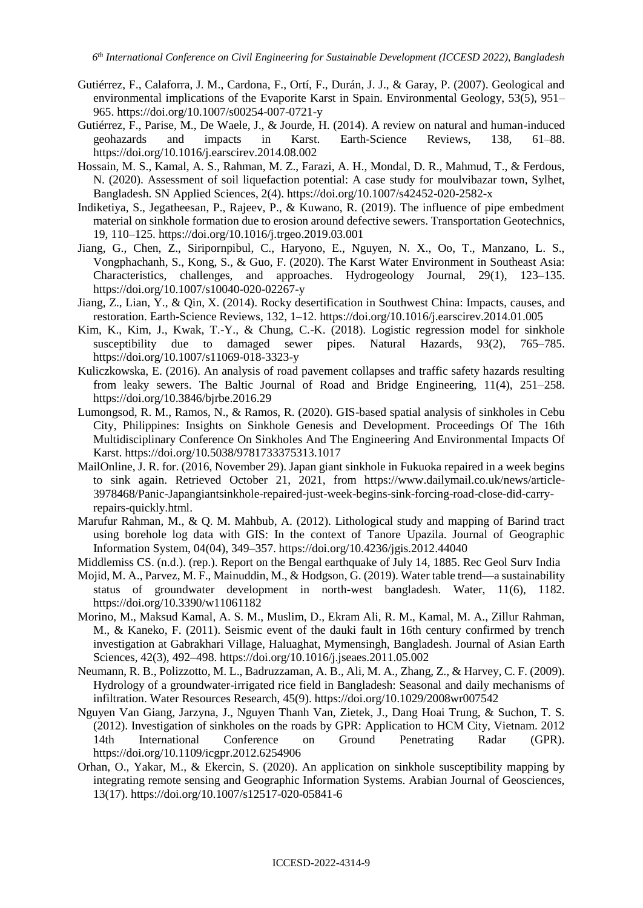Gutiérrez, F., Calaforra, J. M., Cardona, F., Ortí, F., Durán, J. J., & Garay, P. (2007). Geological and environmental implications of the Evaporite Karst in Spain. Environmental Geology, 53(5), 951–965. https://doi.org/10.1007/s00254-007-0721-y

Gutiérrez, F., Parise, M., De Waele, J., & Jourde, H. (2014). A review on natural and human-induced geohazards and impacts in Karst. Earth-Science Reviews, 138, 61–88. https://doi.org/10.1016/j.earscirev.2014.08.002

Hossain, M. S., Kamal, A. S., Rahman, M. Z., Farazi, A. H., Mondal, D. R., Mahmud, T., & Ferdous, N. (2020). Assessment of soil liquefaction potential: A case study for moulvibazar town, Sylhet, Bangladesh. SN Applied Sciences, 2(4). https://doi.org/10.1007/s42452-020-2582-x

Indiketiya, S., Jegatheesan, P., Rajeev, P., & Kuwano, R. (2019). The influence of pipe embedment material on sinkhole formation due to erosion around defective sewers. Transportation Geotechnics, 19, 110–125. https://doi.org/10.1016/j.trgeo.2019.03.001

Jiang, G., Chen, Z., Siripornpibul, C., Haryono, E., Nguyen, N. X., Oo, T., Manzano, L. S., Vongphachanh, S., Kong, S., & Guo, F. (2020). The Karst Water Environment in Southeast Asia: Characteristics, challenges, and approaches. Hydrogeology Journal, 29(1), 123–135. https://doi.org/10.1007/s10040-020-02267-y

Jiang, Z., Lian, Y., & Qin, X. (2014). Rocky desertification in Southwest China: Impacts, causes, and restoration. Earth-Science Reviews, 132, 1–12. https://doi.org/10.1016/j.earscirev.2014.01.005

Kim, K., Kim, J., Kwak, T.-Y., & Chung, C.-K. (2018). Logistic regression model for sinkhole susceptibility due to damaged sewer pipes. Natural Hazards, 93(2), 765–785. https://doi.org/10.1007/s11069-018-3323-y

Kuliczkowska, E. (2016). An analysis of road pavement collapses and traffic safety hazards resulting from leaky sewers. The Baltic Journal of Road and Bridge Engineering, 11(4), 251–258. https://doi.org/10.3846/bjrbe.2016.29

Lumongsod, R. M., Ramos, N., & Ramos, R. (2020). GIS-based spatial analysis of sinkholes in Cebu City, Philippines: Insights on Sinkhole Genesis and Development. Proceedings Of The 16th Multidisciplinary Conference On Sinkholes And The Engineering And Environmental Impacts Of Karst. https://doi.org/10.5038/9781733375313.1017

MailOnline, J. R. for. (2016, November 29). Japan giant sinkhole in Fukuoka repaired in a week begins to sink again. Retrieved October 21, 2021, from https://www.dailymail.co.uk/news/article-3978468/Panic-Japangiantsinkhole-repaired-just-week-begins-sink-forcing-road-close-did-carry-repairs-quickly.html.

Marufur Rahman, M., & Q. M. Mahbub, A. (2012). Lithological study and mapping of Barind tract using borehole log data with GIS: In the context of Tanore Upazila. Journal of Geographic Information System, 04(04), 349–357. https://doi.org/10.4236/jgis.2012.44040

Middlemiss CS. (n.d.). (rep.). Report on the Bengal earthquake of July 14, 1885. Rec Geol Surv India

Mojid, M. A., Parvez, M. F., Mainuddin, M., & Hodgson, G. (2019). Water table trend—a sustainability status of groundwater development in north-west bangladesh. Water, 11(6), 1182. https://doi.org/10.3390/w11061182

Morino, M., Maksud Kamal, A. S. M., Muslim, D., Ekram Ali, R. M., Kamal, M. A., Zillur Rahman, M., & Kaneko, F. (2011). Seismic event of the dauki fault in 16th century confirmed by trench investigation at Gabrakhari Village, Haluaghat, Mymensingh, Bangladesh. Journal of Asian Earth Sciences, 42(3), 492–498. https://doi.org/10.1016/j.jseaes.2011.05.002

Neumann, R. B., Polizzotto, M. L., Badruzzaman, A. B., Ali, M. A., Zhang, Z., & Harvey, C. F. (2009). Hydrology of a groundwater-irrigated rice field in Bangladesh: Seasonal and daily mechanisms of infiltration. Water Resources Research, 45(9). https://doi.org/10.1029/2008wr007542

Nguyen Van Giang, Jarzyna, J., Nguyen Thanh Van, Zietek, J., Dang Hoai Trung, & Suchon, T. S. (2012). Investigation of sinkholes on the roads by GPR: Application to HCM City, Vietnam. 2012 14th International Conference on Ground Penetrating Radar (GPR). https://doi.org/10.1109/icgpr.2012.6254906

Orhan, O., Yakar, M., & Ekercin, S. (2020). An application on sinkhole susceptibility mapping by integrating remote sensing and Geographic Information Systems. Arabian Journal of Geosciences, 13(17). https://doi.org/10.1007/s12517-020-05841-6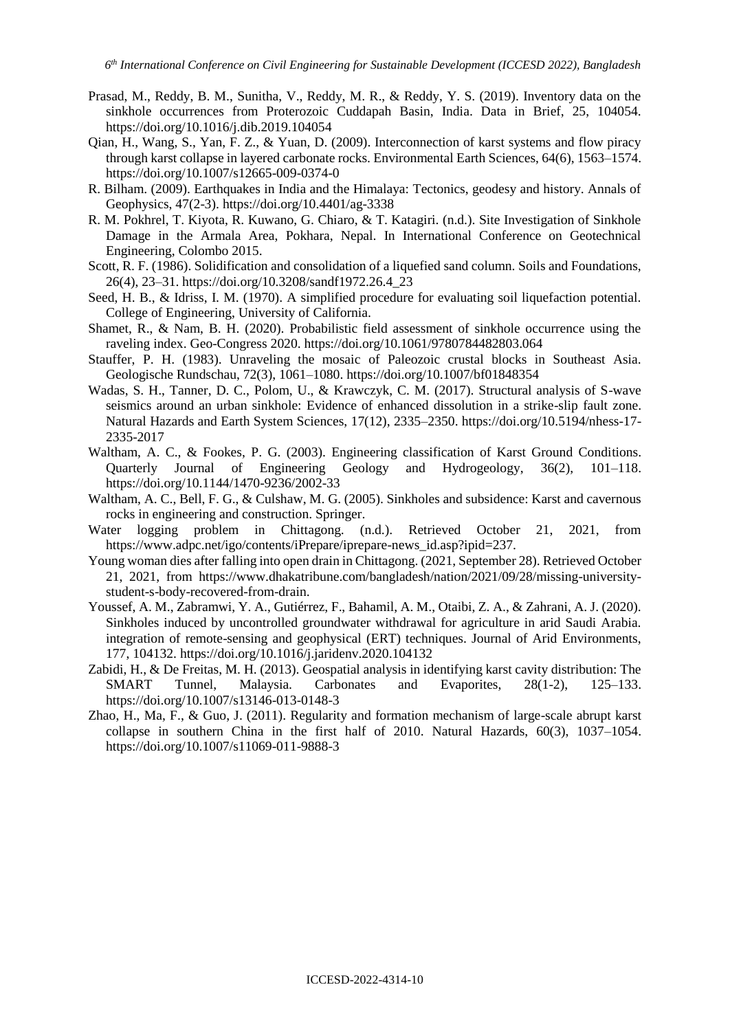Prasad, M., Reddy, B. M., Sunitha, V., Reddy, M. R., & Reddy, Y. S. (2019). Inventory data on the sinkhole occurrences from Proterozoic Cuddapah Basin, India. Data in Brief, 25, 104054. https://doi.org/10.1016/j.dib.2019.104054

Qian, H., Wang, S., Yan, F. Z., & Yuan, D. (2009). Interconnection of karst systems and flow piracy through karst collapse in layered carbonate rocks. Environmental Earth Sciences, 64(6), 1563–1574. https://doi.org/10.1007/s12665-009-0374-0

R. Bilham. (2009). Earthquakes in India and the Himalaya: Tectonics, geodesy and history. Annals of Geophysics, 47(2-3). https://doi.org/10.4401/ag-3338

R. M. Pokhrel, T. Kiyota, R. Kuwano, G. Chiaro, & T. Katagiri. (n.d.). Site Investigation of Sinkhole Damage in the Armala Area, Pokhara, Nepal. In International Conference on Geotechnical Engineering, Colombo 2015.

Scott, R. F. (1986). Solidification and consolidation of a liquefied sand column. Soils and Foundations, 26(4), 23–31. https://doi.org/10.3208/sandf1972.26.4_23

Seed, H. B., & Idriss, I. M. (1970). A simplified procedure for evaluating soil liquefaction potential. College of Engineering, University of California.

Shamet, R., & Nam, B. H. (2020). Probabilistic field assessment of sinkhole occurrence using the raveling index. Geo-Congress 2020. https://doi.org/10.1061/9780784482803.064

Stauffer, P. H. (1983). Unraveling the mosaic of Paleozoic crustal blocks in Southeast Asia. Geologische Rundschau, 72(3), 1061–1080. https://doi.org/10.1007/bf01848354

Wadas, S. H., Tanner, D. C., Polom, U., & Krawczyk, C. M. (2017). Structural analysis of S-wave seismics around an urban sinkhole: Evidence of enhanced dissolution in a strike-slip fault zone. Natural Hazards and Earth System Sciences, 17(12), 2335–2350. https://doi.org/10.5194/nhess-17-2335-2017

Waltham, A. C., & Fookes, P. G. (2003). Engineering classification of Karst Ground Conditions. Quarterly Journal of Engineering Geology and Hydrogeology, 36(2), 101–118. https://doi.org/10.1144/1470-9236/2002-33

Waltham, A. C., Bell, F. G., & Culshaw, M. G. (2005). Sinkholes and subsidence: Karst and cavernous rocks in engineering and construction. Springer.

Water logging problem in Chittagong. (n.d.). Retrieved October 21, 2021, from https://www.adpc.net/igo/contents/iPrepare/iprepare-news_id.asp?ipid=237.

Young woman dies after falling into open drain in Chittagong. (2021, September 28). Retrieved October 21, 2021, from https://www.dhakatribune.com/bangladesh/nation/2021/09/28/missing-university-student-s-body-recovered-from-drain.

Youssef, A. M., Zabramwi, Y. A., Gutiérrez, F., Bahamil, A. M., Otaibi, Z. A., & Zahrani, A. J. (2020). Sinkholes induced by uncontrolled groundwater withdrawal for agriculture in arid Saudi Arabia. integration of remote-sensing and geophysical (ERT) techniques. Journal of Arid Environments, 177, 104132. https://doi.org/10.1016/j.jaridenv.2020.104132

Zabidi, H., & De Freitas, M. H. (2013). Geospatial analysis in identifying karst cavity distribution: The SMART Tunnel, Malaysia. Carbonates and Evaporites, 28(1-2), 125–133. https://doi.org/10.1007/s13146-013-0148-3

Zhao, H., Ma, F., & Guo, J. (2011). Regularity and formation mechanism of large-scale abrupt karst collapse in southern China in the first half of 2010. Natural Hazards, 60(3), 1037–1054. https://doi.org/10.1007/s11069-011-9888-3